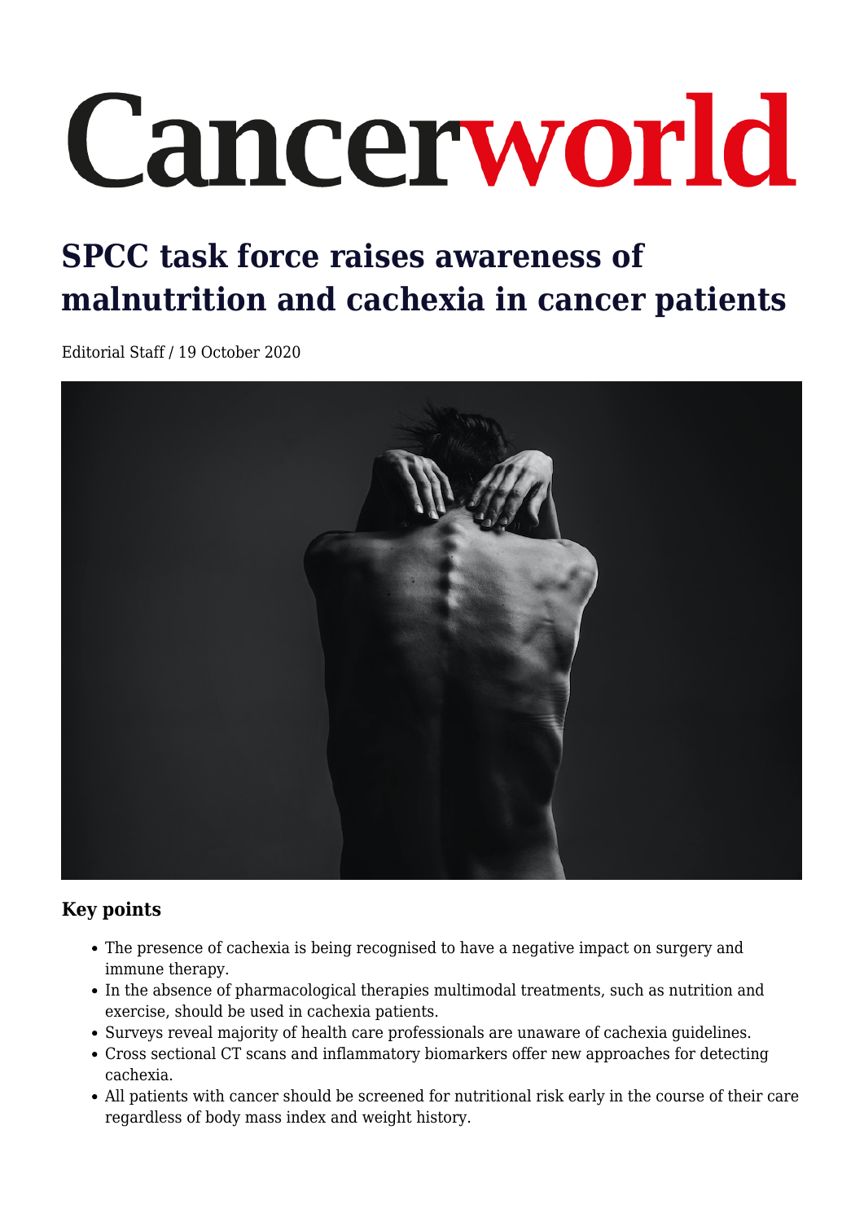# Cancerworld

## SPCC task force raises awareness of malnutrition and cachexia in cancer patients

Editorial Staff / 19 October 2020

### Key points

- The presence of cachexia is being recognised to have a negative impact on surgery and immune therapy.
- In the absence of pharmacological therapies multimodal treatments, such as nutrition and exercise, should be used in cachexia patients.
- Surveys reveal majority of health care professionals are unaware of cachexia guidelines.
- Cross sectional CT scans and inflammatory biomarkers offer new approaches for detecting cachexia.
- All patients with cancer should be screened for nutritional risk early in the course of their care regardless of body mass index and weight history.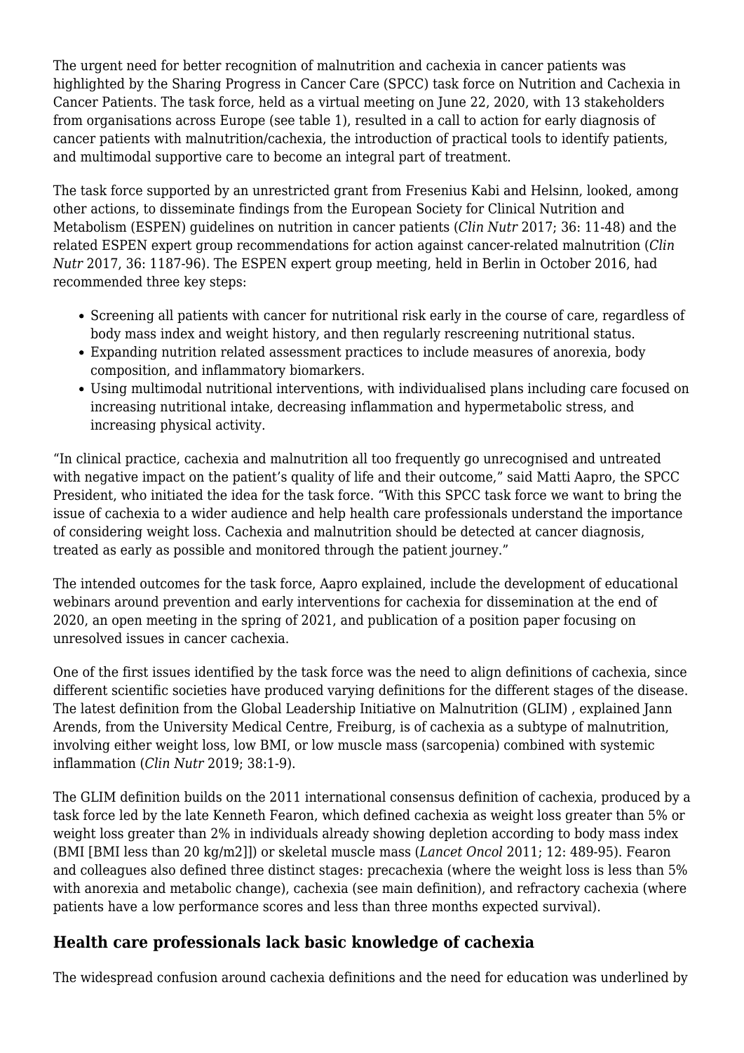The urgent need for better recognition of malnutrition and cachexia in cancer patients was highlighted by the Sharing Progress in Cancer Care (SPCC) task force on Nutrition and Cachexia in Cancer Patients. The task force, held as a virtual meeting on June 22, 2020, with 13 stakeholders from organisations across Europe (see table 1), resulted in a call to action for early diagnosis of cancer patients with malnutrition/cachexia, the introduction of practical tools to identify patients, and multimodal supportive care to become an integral part of treatment.

The task force supported by an unrestricted grant from Fresenius Kabi and Helsinn, looked, among other actions, to disseminate findings from the European Society for Clinical Nutrition and Metabolism (ESPEN) guidelines on nutrition in cancer patients (*Clin Nutr* 2017; 36: 11-48) and the related ESPEN expert group recommendations for action against cancer-related malnutrition (*Clin Nutr* 2017, 36: 1187-96). The ESPEN expert group meeting, held in Berlin in October 2016, had recommended three key steps:

- Screening all patients with cancer for nutritional risk early in the course of care, regardless of body mass index and weight history, and then regularly rescreening nutritional status.
- Expanding nutrition related assessment practices to include measures of anorexia, body composition, and inflammatory biomarkers.
- Using multimodal nutritional interventions, with individualised plans including care focused on increasing nutritional intake, decreasing inflammation and hypermetabolic stress, and increasing physical activity.

"In clinical practice, cachexia and malnutrition all too frequently go unrecognised and untreated with negative impact on the patient's quality of life and their outcome," said Matti Aapro, the SPCC President, who initiated the idea for the task force. "With this SPCC task force we want to bring the issue of cachexia to a wider audience and help health care professionals understand the importance of considering weight loss. Cachexia and malnutrition should be detected at cancer diagnosis, treated as early as possible and monitored through the patient journey."

The intended outcomes for the task force, Aapro explained, include the development of educational webinars around prevention and early interventions for cachexia for dissemination at the end of 2020, an open meeting in the spring of 2021, and publication of a position paper focusing on unresolved issues in cancer cachexia.

One of the first issues identified by the task force was the need to align definitions of cachexia, since different scientific societies have produced varying definitions for the different stages of the disease. The latest definition from the Global Leadership Initiative on Malnutrition (GLIM) , explained Jann Arends, from the University Medical Centre, Freiburg, is of cachexia as a subtype of malnutrition, involving either weight loss, low BMI, or low muscle mass (sarcopenia) combined with systemic inflammation (*Clin Nutr* 2019; 38:1-9).

The GLIM definition builds on the 2011 international consensus definition of cachexia, produced by a task force led by the late Kenneth Fearon, which defined cachexia as weight loss greater than 5% or weight loss greater than 2% in individuals already showing depletion according to body mass index (BMI [BMI less than 20 kg/m2]]) or skeletal muscle mass (*Lancet Oncol* 2011; 12: 489-95). Fearon and colleagues also defined three distinct stages: precachexia (where the weight loss is less than 5% with anorexia and metabolic change), cachexia (see main definition), and refractory cachexia (where patients have a low performance scores and less than three months expected survival).

## Health care professionals lack basic knowledge of cachexia

The widespread confusion around cachexia definitions and the need for education was underlined by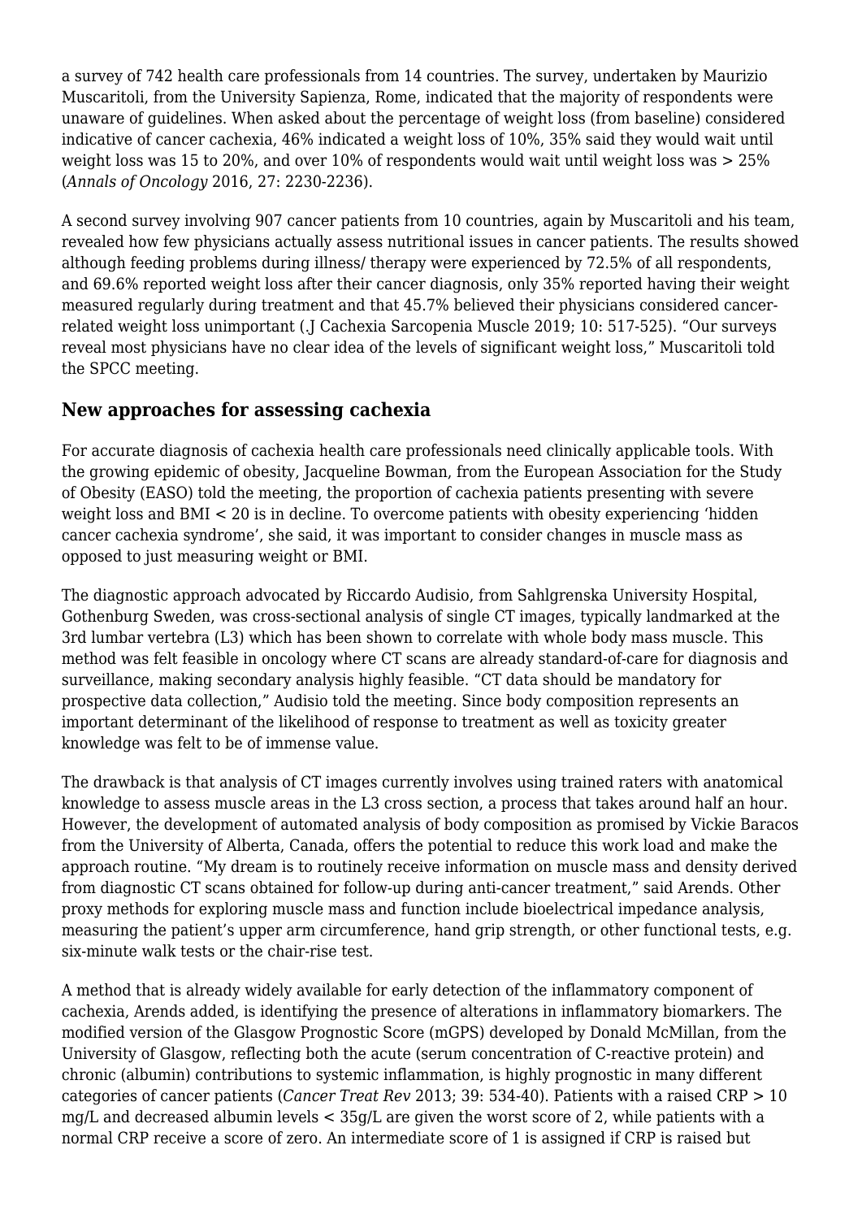a survey of 742 health care professionals from 14 countries. The survey, undertaken by Maurizio Muscaritoli, from the University Sapienza, Rome, indicated that the majority of respondents were unaware of guidelines. When asked about the percentage of weight loss (from baseline) considered indicative of cancer cachexia, 46% indicated a weight loss of 10%, 35% said they would wait until weight loss was 15 to 20%, and over 10% of respondents would wait until weight loss was > 25% (*Annals of Oncology* 2016, 27: 2230-2236).

A second survey involving 907 cancer patients from 10 countries, again by Muscaritoli and his team, revealed how few physicians actually assess nutritional issues in cancer patients. The results showed although feeding problems during illness/ therapy were experienced by 72.5% of all respondents, and 69.6% reported weight loss after their cancer diagnosis, only 35% reported having their weight measured regularly during treatment and that 45.7% believed their physicians considered cancer-related weight loss unimportant (.J Cachexia Sarcopenia Muscle 2019; 10: 517-525). "Our surveys reveal most physicians have no clear idea of the levels of significant weight loss," Muscaritoli told the SPCC meeting.

## New approaches for assessing cachexia

For accurate diagnosis of cachexia health care professionals need clinically applicable tools. With the growing epidemic of obesity, Jacqueline Bowman, from the European Association for the Study of Obesity (EASO) told the meeting, the proportion of cachexia patients presenting with severe weight loss and BMI < 20 is in decline. To overcome patients with obesity experiencing 'hidden cancer cachexia syndrome', she said, it was important to consider changes in muscle mass as opposed to just measuring weight or BMI.

The diagnostic approach advocated by Riccardo Audisio, from Sahlgrenska University Hospital, Gothenburg Sweden, was cross-sectional analysis of single CT images, typically landmarked at the 3rd lumbar vertebra (L3) which has been shown to correlate with whole body mass muscle. This method was felt feasible in oncology where CT scans are already standard-of-care for diagnosis and surveillance, making secondary analysis highly feasible. "CT data should be mandatory for prospective data collection," Audisio told the meeting. Since body composition represents an important determinant of the likelihood of response to treatment as well as toxicity greater knowledge was felt to be of immense value.

The drawback is that analysis of CT images currently involves using trained raters with anatomical knowledge to assess muscle areas in the L3 cross section, a process that takes around half an hour. However, the development of automated analysis of body composition as promised by Vickie Baracos from the University of Alberta, Canada, offers the potential to reduce this work load and make the approach routine. "My dream is to routinely receive information on muscle mass and density derived from diagnostic CT scans obtained for follow-up during anti-cancer treatment," said Arends. Other proxy methods for exploring muscle mass and function include bioelectrical impedance analysis, measuring the patient's upper arm circumference, hand grip strength, or other functional tests, e.g. six-minute walk tests or the chair-rise test.

A method that is already widely available for early detection of the inflammatory component of cachexia, Arends added, is identifying the presence of alterations in inflammatory biomarkers. The modified version of the Glasgow Prognostic Score (mGPS) developed by Donald McMillan, from the University of Glasgow, reflecting both the acute (serum concentration of C-reactive protein) and chronic (albumin) contributions to systemic inflammation, is highly prognostic in many different categories of cancer patients (*Cancer Treat Rev* 2013; 39: 534-40). Patients with a raised CRP > 10 mg/L and decreased albumin levels < 35g/L are given the worst score of 2, while patients with a normal CRP receive a score of zero. An intermediate score of 1 is assigned if CRP is raised but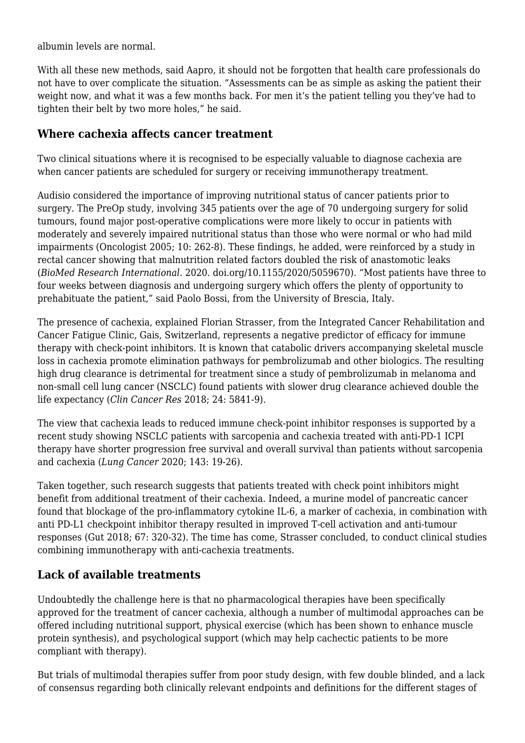albumin levels are normal.

With all these new methods, said Aapro, it should not be forgotten that health care professionals do not have to over complicate the situation. “Assessments can be as simple as asking the patient their weight now, and what it was a few months back. For men it’s the patient telling you they’ve had to tighten their belt by two more holes,” he said.

## Where cachexia affects cancer treatment

Two clinical situations where it is recognised to be especially valuable to diagnose cachexia are when cancer patients are scheduled for surgery or receiving immunotherapy treatment.

Audisio considered the importance of improving nutritional status of cancer patients prior to surgery. The PreOp study, involving 345 patients over the age of 70 undergoing surgery for solid tumours, found major post-operative complications were more likely to occur in patients with moderately and severely impaired nutritional status than those who were normal or who had mild impairments (Oncologist 2005; 10: 262-8). These findings, he added, were reinforced by a study in rectal cancer showing that malnutrition related factors doubled the risk of anastomotic leaks (*BioMed Research International*. 2020. doi.org/10.1155/2020/5059670). “Most patients have three to four weeks between diagnosis and undergoing surgery which offers the plenty of opportunity to prehabituate the patient,” said Paolo Bossi, from the University of Brescia, Italy.

The presence of cachexia, explained Florian Strasser, from the Integrated Cancer Rehabilitation and Cancer Fatigue Clinic, Gais, Switzerland, represents a negative predictor of efficacy for immune therapy with check-point inhibitors. It is known that catabolic drivers accompanying skeletal muscle loss in cachexia promote elimination pathways for pembrolizumab and other biologics. The resulting high drug clearance is detrimental for treatment since a study of pembrolizumab in melanoma and non-small cell lung cancer (NSCLC) found patients with slower drug clearance achieved double the life expectancy (*Clin Cancer Res* 2018; 24: 5841-9).

The view that cachexia leads to reduced immune check-point inhibitor responses is supported by a recent study showing NSCLC patients with sarcopenia and cachexia treated with anti-PD-1 ICPI therapy have shorter progression free survival and overall survival than patients without sarcopenia and cachexia (*Lung Cancer* 2020; 143: 19-26).

Taken together, such research suggests that patients treated with check point inhibitors might benefit from additional treatment of their cachexia. Indeed, a murine model of pancreatic cancer found that blockage of the pro-inflammatory cytokine IL-6, a marker of cachexia, in combination with anti PD-L1 checkpoint inhibitor therapy resulted in improved T-cell activation and anti-tumour responses (Gut 2018; 67: 320-32). The time has come, Strasser concluded, to conduct clinical studies combining immunotherapy with anti-cachexia treatments.

## Lack of available treatments

Undoubtedly the challenge here is that no pharmacological therapies have been specifically approved for the treatment of cancer cachexia, although a number of multimodal approaches can be offered including nutritional support, physical exercise (which has been shown to enhance muscle protein synthesis), and psychological support (which may help cachectic patients to be more compliant with therapy).

But trials of multimodal therapies suffer from poor study design, with few double blinded, and a lack of consensus regarding both clinically relevant endpoints and definitions for the different stages of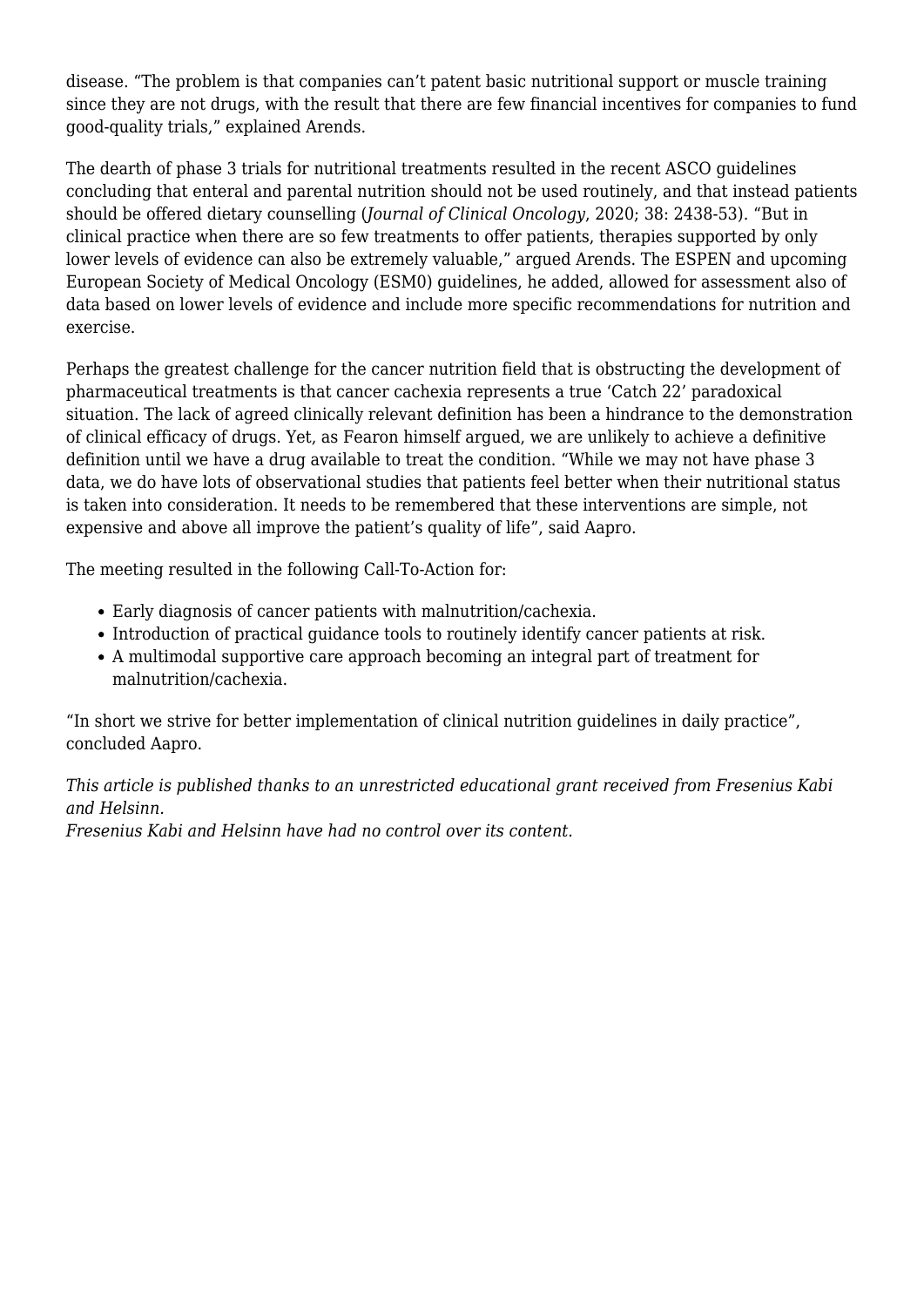disease. “The problem is that companies can’t patent basic nutritional support or muscle training since they are not drugs, with the result that there are few financial incentives for companies to fund good-quality trials,” explained Arends.

The dearth of phase 3 trials for nutritional treatments resulted in the recent ASCO guidelines concluding that enteral and parental nutrition should not be used routinely, and that instead patients should be offered dietary counselling (*Journal of Clinical Oncology*, 2020; 38: 2438-53). “But in clinical practice when there are so few treatments to offer patients, therapies supported by only lower levels of evidence can also be extremely valuable,” argued Arends. The ESPEN and upcoming European Society of Medical Oncology (ESM0) guidelines, he added, allowed for assessment also of data based on lower levels of evidence and include more specific recommendations for nutrition and exercise.

Perhaps the greatest challenge for the cancer nutrition field that is obstructing the development of pharmaceutical treatments is that cancer cachexia represents a true ‘Catch 22’ paradoxical situation. The lack of agreed clinically relevant definition has been a hindrance to the demonstration of clinical efficacy of drugs. Yet, as Fearon himself argued, we are unlikely to achieve a definitive definition until we have a drug available to treat the condition. “While we may not have phase 3 data, we do have lots of observational studies that patients feel better when their nutritional status is taken into consideration. It needs to be remembered that these interventions are simple, not expensive and above all improve the patient’s quality of life”, said Aapro.

The meeting resulted in the following Call-To-Action for:

- Early diagnosis of cancer patients with malnutrition/cachexia.
- Introduction of practical guidance tools to routinely identify cancer patients at risk.
- A multimodal supportive care approach becoming an integral part of treatment for malnutrition/cachexia.

“In short we strive for better implementation of clinical nutrition guidelines in daily practice”, concluded Aapro.

*This article is published thanks to an unrestricted educational grant received from Fresenius Kabi and Helsinn.*
*Fresenius Kabi and Helsinn have had no control over its content.*